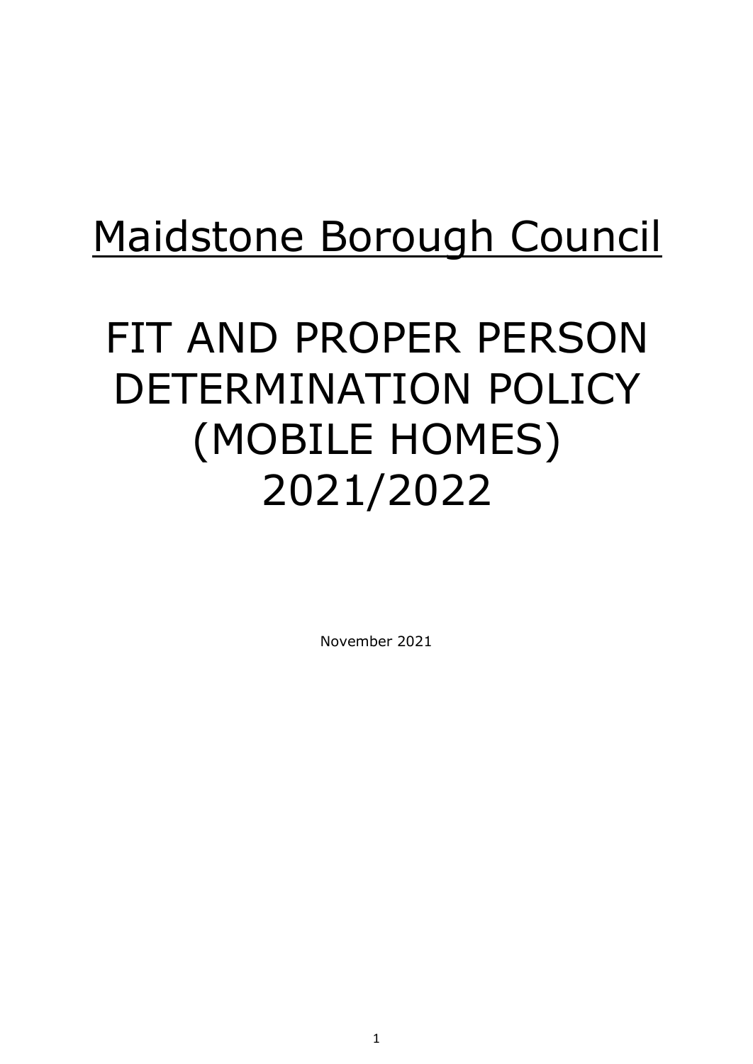# Maidstone Borough Council

# FIT AND PROPER PERSON DETERMINATION POLICY (MOBILE HOMES) 2021/2022

November 2021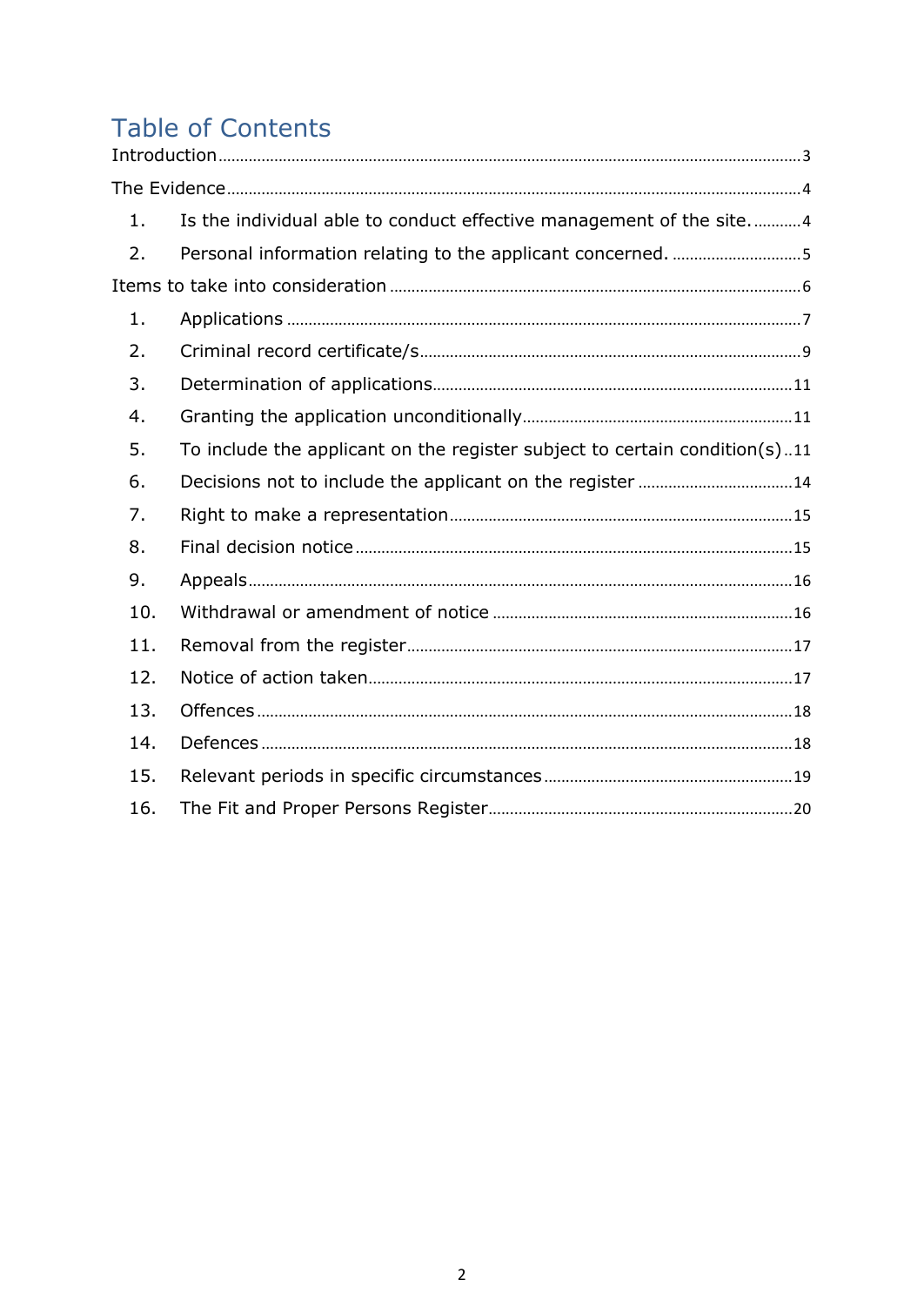# Table of Contents

Introduction ..... 3

The Evidence ..... 4

1. Is the individual able to conduct effective management of the site. ..... 4
2. Personal information relating to the applicant concerned. ..... 5

Items to take into consideration ..... 6

1. Applications ..... 7
2. Criminal record certificate/s ..... 9
3. Determination of applications ..... 11
4. Granting the application unconditionally ..... 11
5. To include the applicant on the register subject to certain condition(s) ..... 11
6. Decisions not to include the applicant on the register ..... 14
7. Right to make a representation ..... 15
8. Final decision notice ..... 15
9. Appeals ..... 16
10. Withdrawal or amendment of notice ..... 16
11. Removal from the register ..... 17
12. Notice of action taken ..... 17
13. Offences ..... 18
14. Defences ..... 18
15. Relevant periods in specific circumstances ..... 19
16. The Fit and Proper Persons Register ..... 20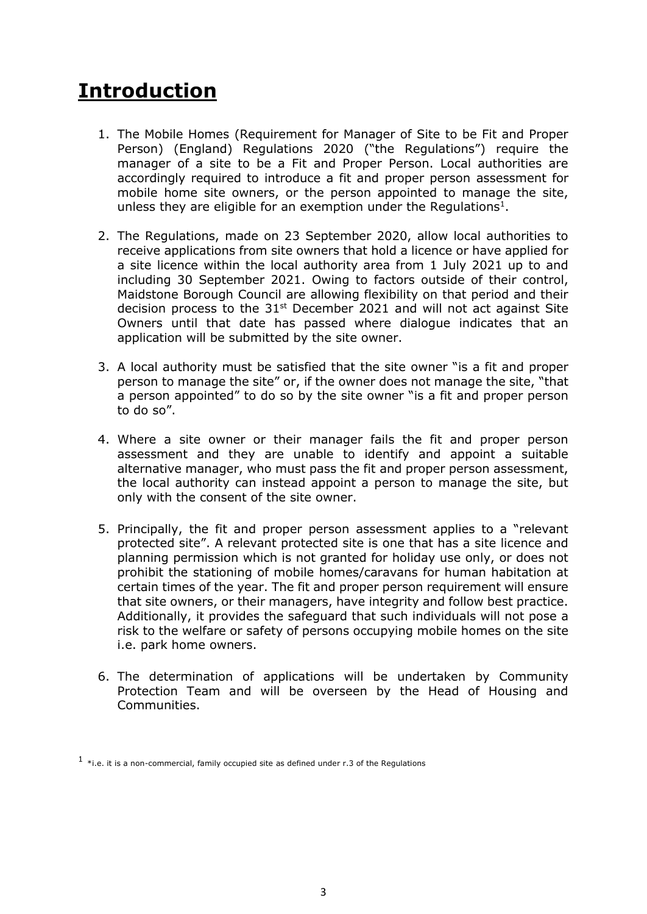# Introduction

1. The Mobile Homes (Requirement for Manager of Site to be Fit and Proper Person) (England) Regulations 2020 ("the Regulations") require the manager of a site to be a Fit and Proper Person. Local authorities are accordingly required to introduce a fit and proper person assessment for mobile home site owners, or the person appointed to manage the site, unless they are eligible for an exemption under the Regulations[1].

2. The Regulations, made on 23 September 2020, allow local authorities to receive applications from site owners that hold a licence or have applied for a site licence within the local authority area from 1 July 2021 up to and including 30 September 2021. Owing to factors outside of their control, Maidstone Borough Council are allowing flexibility on that period and their decision process to the 31st December 2021 and will not act against Site Owners until that date has passed where dialogue indicates that an application will be submitted by the site owner.

3. A local authority must be satisfied that the site owner "is a fit and proper person to manage the site" or, if the owner does not manage the site, "that a person appointed" to do so by the site owner "is a fit and proper person to do so".

4. Where a site owner or their manager fails the fit and proper person assessment and they are unable to identify and appoint a suitable alternative manager, who must pass the fit and proper person assessment, the local authority can instead appoint a person to manage the site, but only with the consent of the site owner.

5. Principally, the fit and proper person assessment applies to a "relevant protected site". A relevant protected site is one that has a site licence and planning permission which is not granted for holiday use only, or does not prohibit the stationing of mobile homes/caravans for human habitation at certain times of the year. The fit and proper person requirement will ensure that site owners, or their managers, have integrity and follow best practice. Additionally, it provides the safeguard that such individuals will not pose a risk to the welfare or safety of persons occupying mobile homes on the site i.e. park home owners.

6. The determination of applications will be undertaken by Community Protection Team and will be overseen by the Head of Housing and Communities.

[1] *i.e. it is a non-commercial, family occupied site as defined under r.3 of the Regulations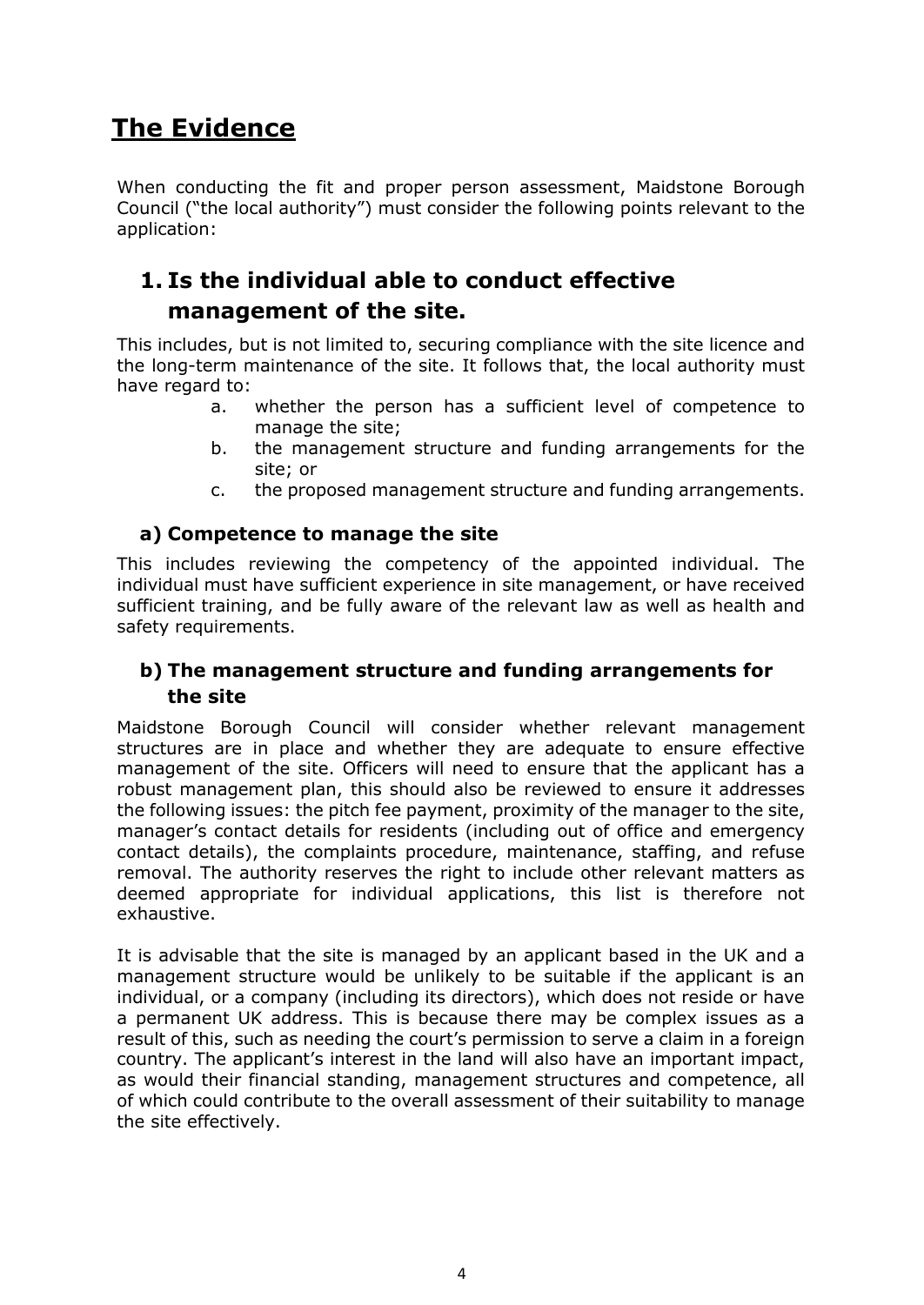# The Evidence

When conducting the fit and proper person assessment, Maidstone Borough Council ("the local authority") must consider the following points relevant to the application:

## 1. Is the individual able to conduct effective management of the site.

This includes, but is not limited to, securing compliance with the site licence and the long-term maintenance of the site. It follows that, the local authority must have regard to:

a. whether the person has a sufficient level of competence to manage the site;
b. the management structure and funding arrangements for the site; or
c. the proposed management structure and funding arrangements.

### a) Competence to manage the site

This includes reviewing the competency of the appointed individual. The individual must have sufficient experience in site management, or have received sufficient training, and be fully aware of the relevant law as well as health and safety requirements.

### b) The management structure and funding arrangements for the site

Maidstone Borough Council will consider whether relevant management structures are in place and whether they are adequate to ensure effective management of the site. Officers will need to ensure that the applicant has a robust management plan, this should also be reviewed to ensure it addresses the following issues: the pitch fee payment, proximity of the manager to the site, manager's contact details for residents (including out of office and emergency contact details), the complaints procedure, maintenance, staffing, and refuse removal. The authority reserves the right to include other relevant matters as deemed appropriate for individual applications, this list is therefore not exhaustive.

It is advisable that the site is managed by an applicant based in the UK and a management structure would be unlikely to be suitable if the applicant is an individual, or a company (including its directors), which does not reside or have a permanent UK address. This is because there may be complex issues as a result of this, such as needing the court's permission to serve a claim in a foreign country. The applicant's interest in the land will also have an important impact, as would their financial standing, management structures and competence, all of which could contribute to the overall assessment of their suitability to manage the site effectively.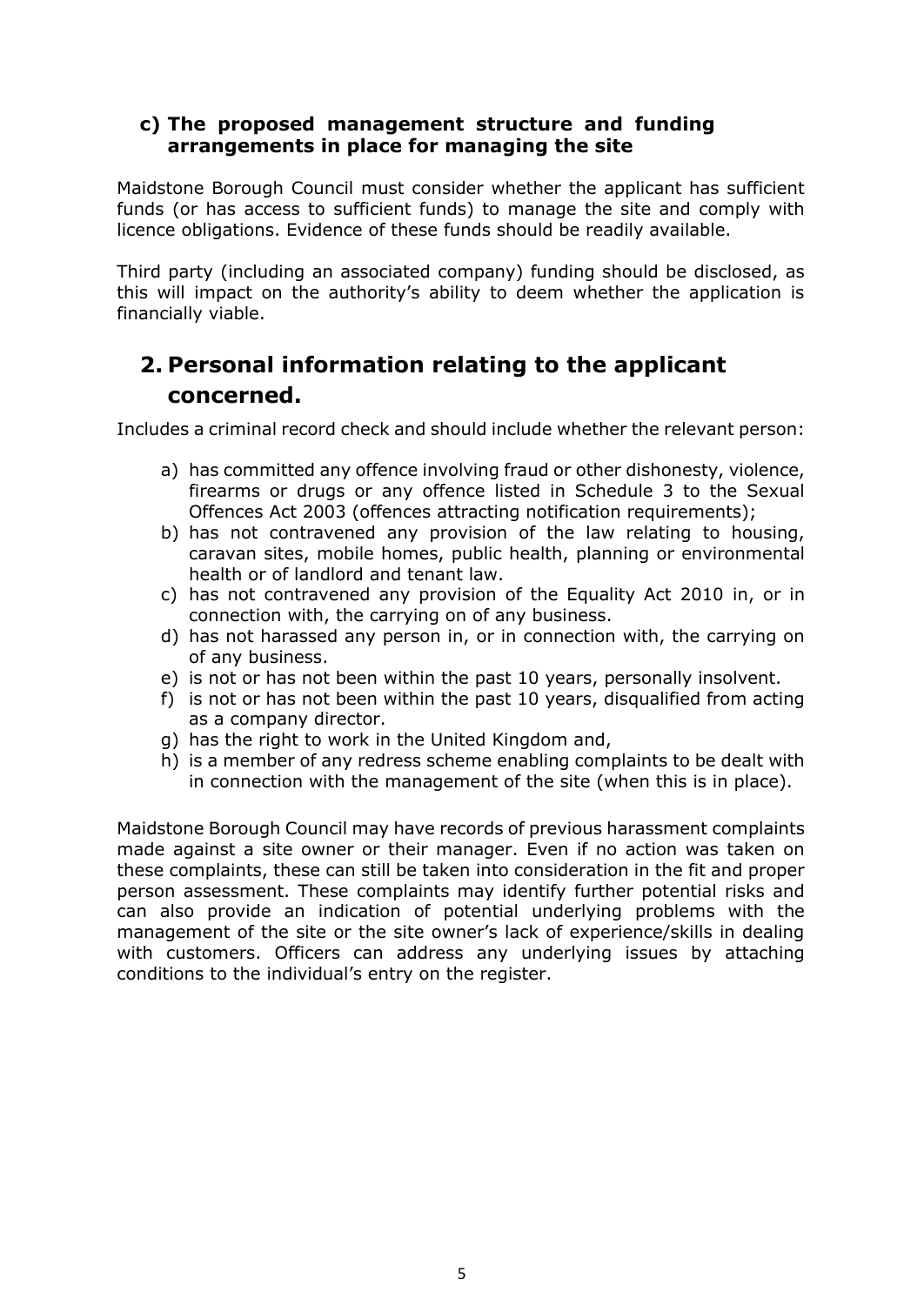### c) The proposed management structure and funding arrangements in place for managing the site

Maidstone Borough Council must consider whether the applicant has sufficient funds (or has access to sufficient funds) to manage the site and comply with licence obligations. Evidence of these funds should be readily available.

Third party (including an associated company) funding should be disclosed, as this will impact on the authority's ability to deem whether the application is financially viable.

## 2. Personal information relating to the applicant concerned.

Includes a criminal record check and should include whether the relevant person:

a) has committed any offence involving fraud or other dishonesty, violence, firearms or drugs or any offence listed in Schedule 3 to the Sexual Offences Act 2003 (offences attracting notification requirements);
b) has not contravened any provision of the law relating to housing, caravan sites, mobile homes, public health, planning or environmental health or of landlord and tenant law.
c) has not contravened any provision of the Equality Act 2010 in, or in connection with, the carrying on of any business.
d) has not harassed any person in, or in connection with, the carrying on of any business.
e) is not or has not been within the past 10 years, personally insolvent.
f) is not or has not been within the past 10 years, disqualified from acting as a company director.
g) has the right to work in the United Kingdom and,
h) is a member of any redress scheme enabling complaints to be dealt with in connection with the management of the site (when this is in place).

Maidstone Borough Council may have records of previous harassment complaints made against a site owner or their manager. Even if no action was taken on these complaints, these can still be taken into consideration in the fit and proper person assessment. These complaints may identify further potential risks and can also provide an indication of potential underlying problems with the management of the site or the site owner's lack of experience/skills in dealing with customers. Officers can address any underlying issues by attaching conditions to the individual's entry on the register.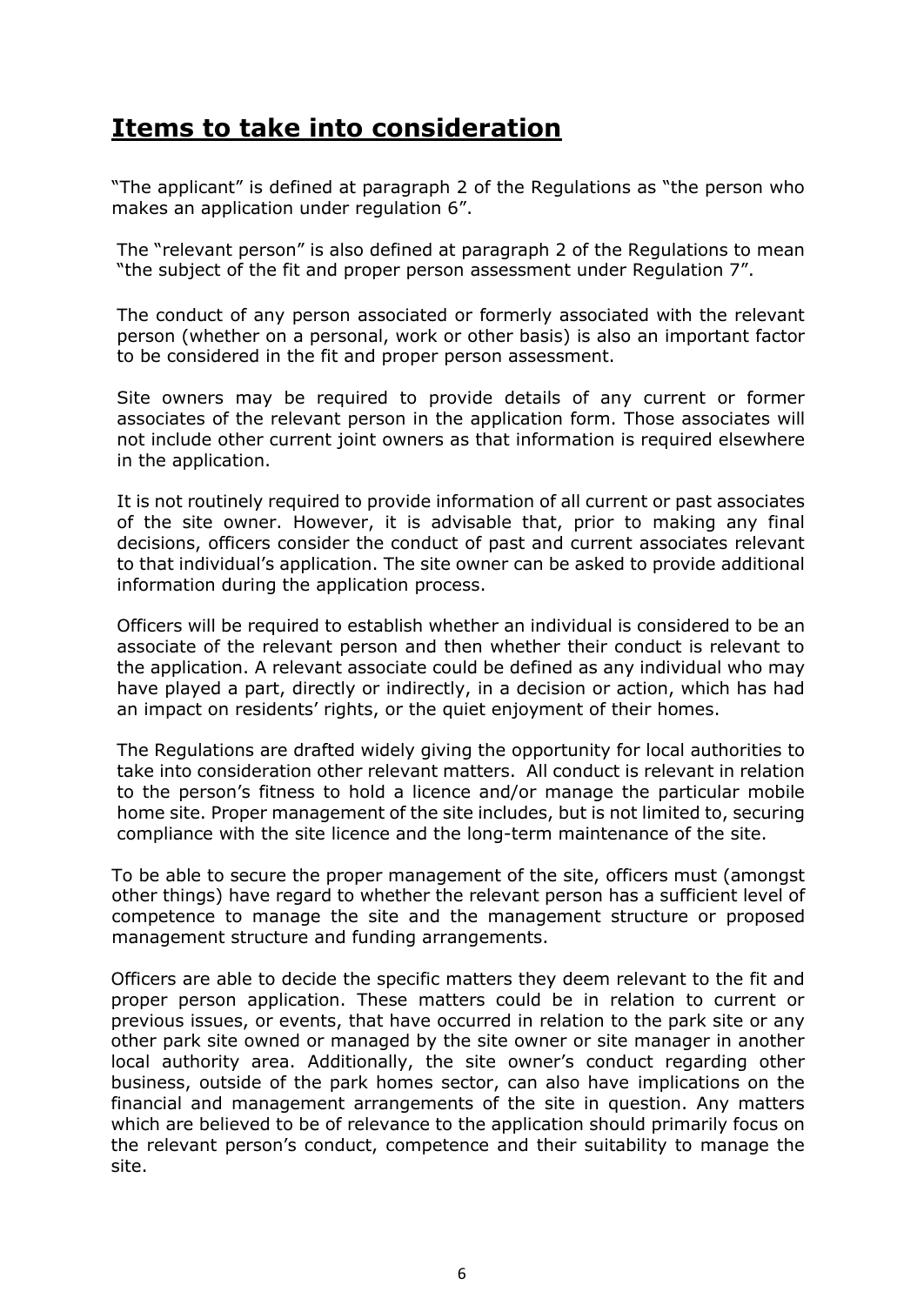# **Items to take into consideration**

"The applicant" is defined at paragraph 2 of the Regulations as "the person who makes an application under regulation 6".

The "relevant person" is also defined at paragraph 2 of the Regulations to mean "the subject of the fit and proper person assessment under Regulation 7".

The conduct of any person associated or formerly associated with the relevant person (whether on a personal, work or other basis) is also an important factor to be considered in the fit and proper person assessment.

Site owners may be required to provide details of any current or former associates of the relevant person in the application form. Those associates will not include other current joint owners as that information is required elsewhere in the application.

It is not routinely required to provide information of all current or past associates of the site owner. However, it is advisable that, prior to making any final decisions, officers consider the conduct of past and current associates relevant to that individual's application. The site owner can be asked to provide additional information during the application process.

Officers will be required to establish whether an individual is considered to be an associate of the relevant person and then whether their conduct is relevant to the application. A relevant associate could be defined as any individual who may have played a part, directly or indirectly, in a decision or action, which has had an impact on residents' rights, or the quiet enjoyment of their homes.

The Regulations are drafted widely giving the opportunity for local authorities to take into consideration other relevant matters. All conduct is relevant in relation to the person's fitness to hold a licence and/or manage the particular mobile home site. Proper management of the site includes, but is not limited to, securing compliance with the site licence and the long-term maintenance of the site.

To be able to secure the proper management of the site, officers must (amongst other things) have regard to whether the relevant person has a sufficient level of competence to manage the site and the management structure or proposed management structure and funding arrangements.

Officers are able to decide the specific matters they deem relevant to the fit and proper person application. These matters could be in relation to current or previous issues, or events, that have occurred in relation to the park site or any other park site owned or managed by the site owner or site manager in another local authority area. Additionally, the site owner's conduct regarding other business, outside of the park homes sector, can also have implications on the financial and management arrangements of the site in question. Any matters which are believed to be of relevance to the application should primarily focus on the relevant person's conduct, competence and their suitability to manage the site.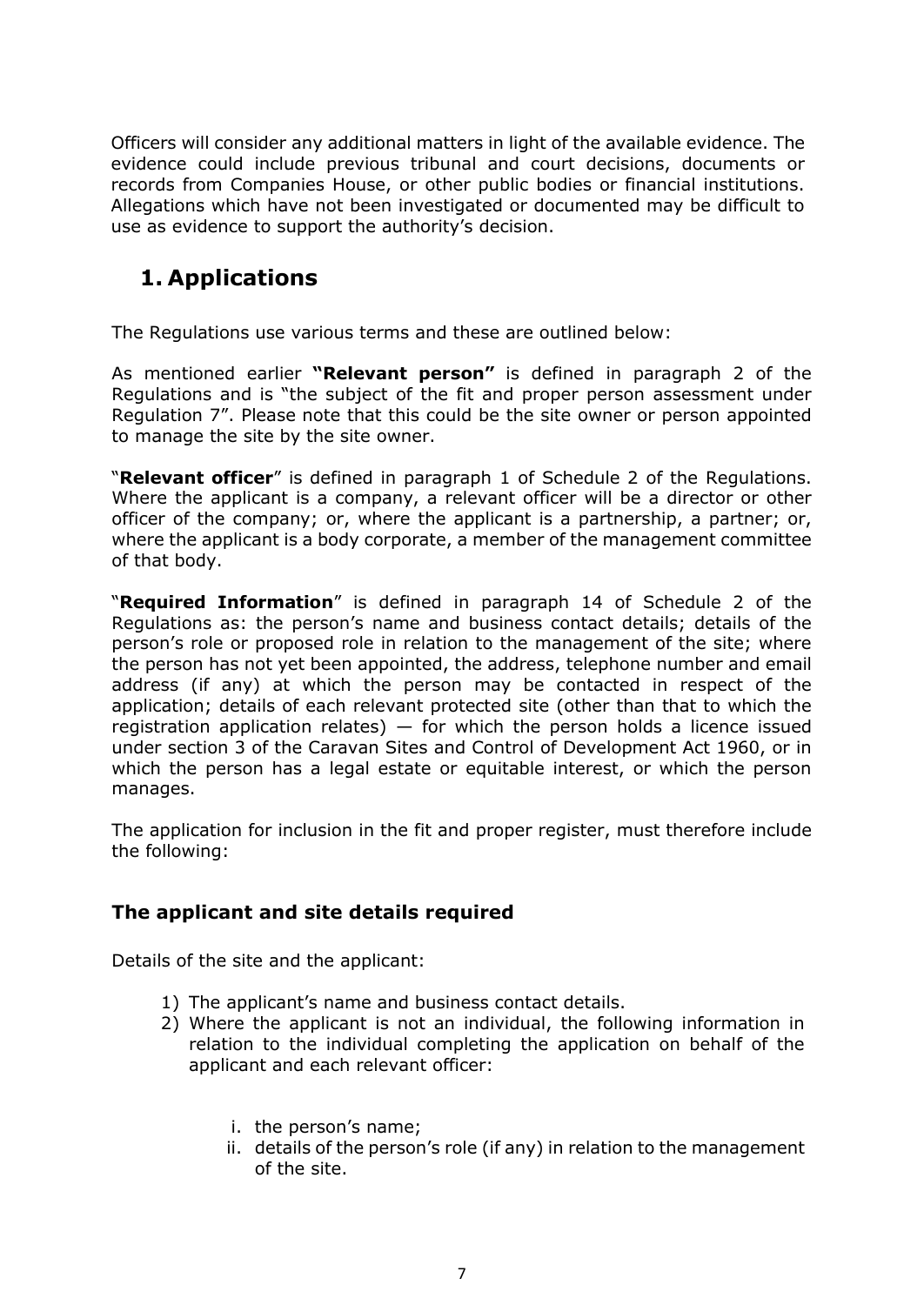Officers will consider any additional matters in light of the available evidence. The evidence could include previous tribunal and court decisions, documents or records from Companies House, or other public bodies or financial institutions. Allegations which have not been investigated or documented may be difficult to use as evidence to support the authority's decision.

# 1. Applications

The Regulations use various terms and these are outlined below:

As mentioned earlier **"Relevant person"** is defined in paragraph 2 of the Regulations and is "the subject of the fit and proper person assessment under Regulation 7". Please note that this could be the site owner or person appointed to manage the site by the site owner.

"**Relevant officer**" is defined in paragraph 1 of Schedule 2 of the Regulations. Where the applicant is a company, a relevant officer will be a director or other officer of the company; or, where the applicant is a partnership, a partner; or, where the applicant is a body corporate, a member of the management committee of that body.

"**Required Information**" is defined in paragraph 14 of Schedule 2 of the Regulations as: the person's name and business contact details; details of the person's role or proposed role in relation to the management of the site; where the person has not yet been appointed, the address, telephone number and email address (if any) at which the person may be contacted in respect of the application; details of each relevant protected site (other than that to which the registration application relates) — for which the person holds a licence issued under section 3 of the Caravan Sites and Control of Development Act 1960, or in which the person has a legal estate or equitable interest, or which the person manages.

The application for inclusion in the fit and proper register, must therefore include the following:

### The applicant and site details required

Details of the site and the applicant:

1) The applicant's name and business contact details.
2) Where the applicant is not an individual, the following information in relation to the individual completing the application on behalf of the applicant and each relevant officer:

    i. the person's name;
    ii. details of the person's role (if any) in relation to the management of the site.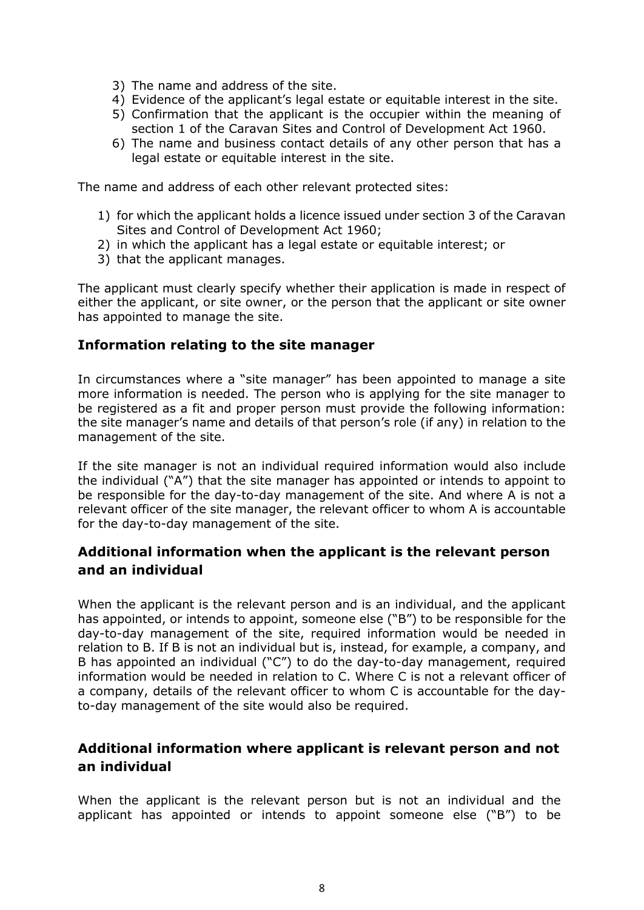3) The name and address of the site.
4) Evidence of the applicant's legal estate or equitable interest in the site.
5) Confirmation that the applicant is the occupier within the meaning of section 1 of the Caravan Sites and Control of Development Act 1960.
6) The name and business contact details of any other person that has a legal estate or equitable interest in the site.

The name and address of each other relevant protected sites:

1) for which the applicant holds a licence issued under section 3 of the Caravan Sites and Control of Development Act 1960;
2) in which the applicant has a legal estate or equitable interest; or
3) that the applicant manages.

The applicant must clearly specify whether their application is made in respect of either the applicant, or site owner, or the person that the applicant or site owner has appointed to manage the site.

### Information relating to the site manager

In circumstances where a "site manager" has been appointed to manage a site more information is needed. The person who is applying for the site manager to be registered as a fit and proper person must provide the following information: the site manager's name and details of that person's role (if any) in relation to the management of the site.

If the site manager is not an individual required information would also include the individual ("A") that the site manager has appointed or intends to appoint to be responsible for the day-to-day management of the site. And where A is not a relevant officer of the site manager, the relevant officer to whom A is accountable for the day-to-day management of the site.

### Additional information when the applicant is the relevant person and an individual

When the applicant is the relevant person and is an individual, and the applicant has appointed, or intends to appoint, someone else ("B") to be responsible for the day-to-day management of the site, required information would be needed in relation to B. If B is not an individual but is, instead, for example, a company, and B has appointed an individual ("C") to do the day-to-day management, required information would be needed in relation to C. Where C is not a relevant officer of a company, details of the relevant officer to whom C is accountable for the day-to-day management of the site would also be required.

### Additional information where applicant is relevant person and not an individual

When the applicant is the relevant person but is not an individual and the applicant has appointed or intends to appoint someone else ("B") to be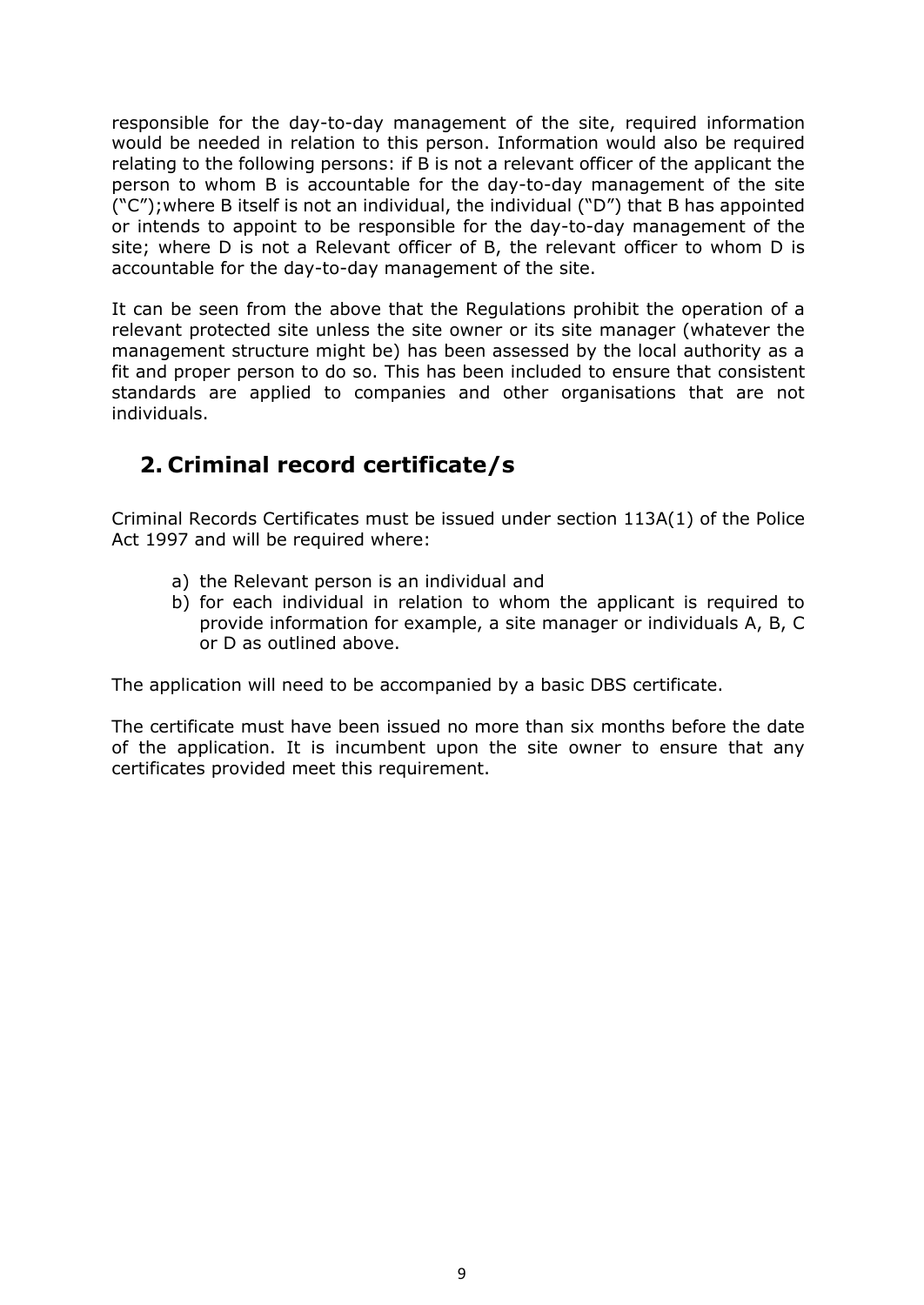responsible for the day-to-day management of the site, required information would be needed in relation to this person. Information would also be required relating to the following persons: if B is not a relevant officer of the applicant the person to whom B is accountable for the day-to-day management of the site ("C"); where B itself is not an individual, the individual ("D") that B has appointed or intends to appoint to be responsible for the day-to-day management of the site; where D is not a Relevant officer of B, the relevant officer to whom D is accountable for the day-to-day management of the site.

It can be seen from the above that the Regulations prohibit the operation of a relevant protected site unless the site owner or its site manager (whatever the management structure might be) has been assessed by the local authority as a fit and proper person to do so. This has been included to ensure that consistent standards are applied to companies and other organisations that are not individuals.

## 2. Criminal record certificate/s

Criminal Records Certificates must be issued under section 113A(1) of the Police Act 1997 and will be required where:

a) the Relevant person is an individual and
b) for each individual in relation to whom the applicant is required to provide information for example, a site manager or individuals A, B, C or D as outlined above.

The application will need to be accompanied by a basic DBS certificate.

The certificate must have been issued no more than six months before the date of the application. It is incumbent upon the site owner to ensure that any certificates provided meet this requirement.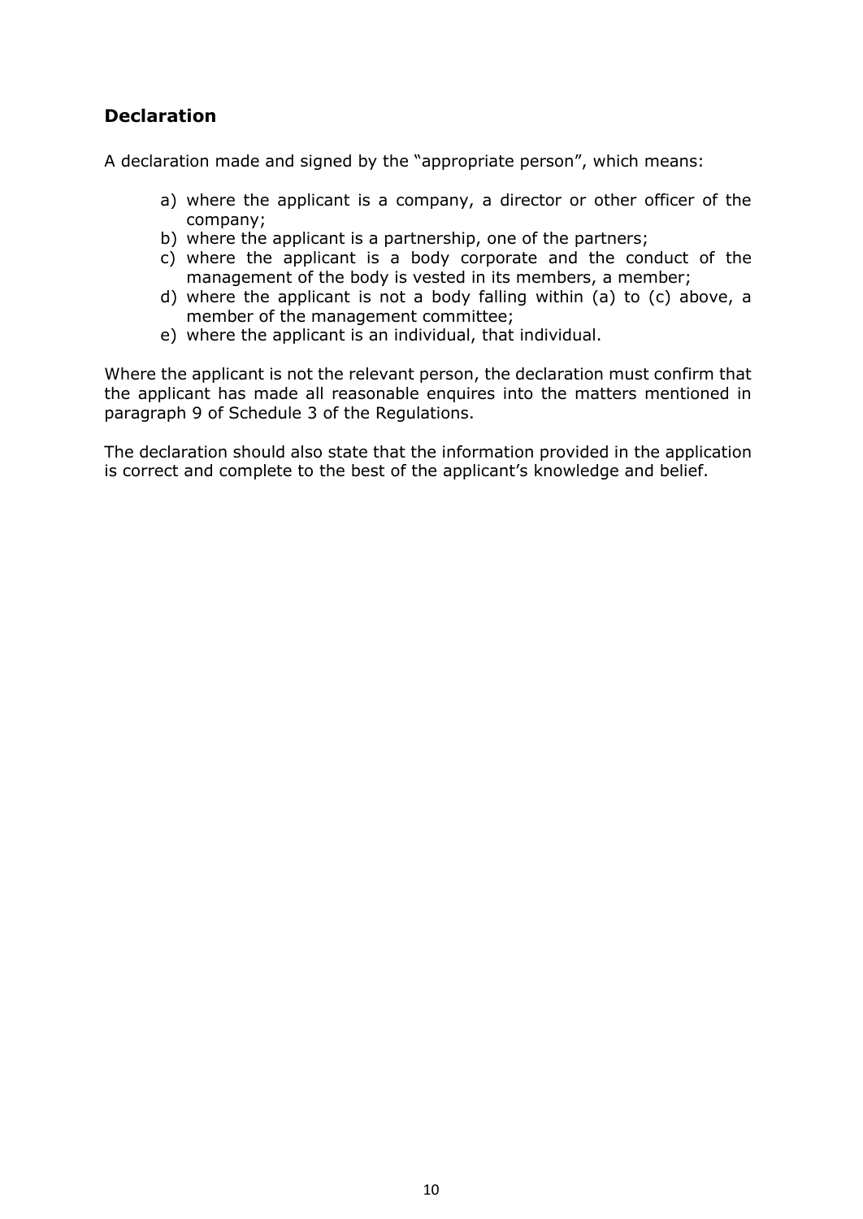## Declaration

A declaration made and signed by the "appropriate person", which means:

a) where the applicant is a company, a director or other officer of the company;
b) where the applicant is a partnership, one of the partners;
c) where the applicant is a body corporate and the conduct of the management of the body is vested in its members, a member;
d) where the applicant is not a body falling within (a) to (c) above, a member of the management committee;
e) where the applicant is an individual, that individual.

Where the applicant is not the relevant person, the declaration must confirm that the applicant has made all reasonable enquires into the matters mentioned in paragraph 9 of Schedule 3 of the Regulations.

The declaration should also state that the information provided in the application is correct and complete to the best of the applicant's knowledge and belief.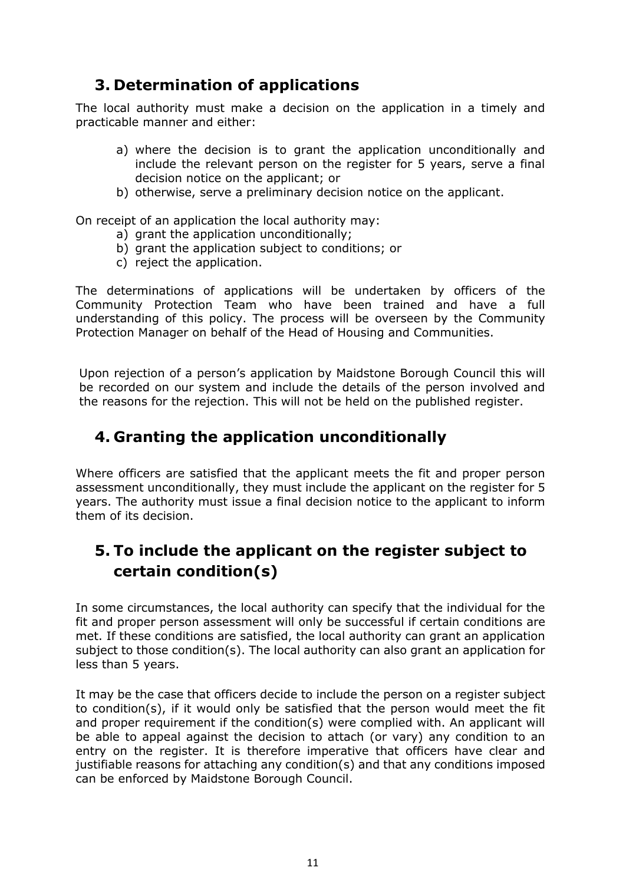## 3. Determination of applications

The local authority must make a decision on the application in a timely and practicable manner and either:

a) where the decision is to grant the application unconditionally and include the relevant person on the register for 5 years, serve a final decision notice on the applicant; or
b) otherwise, serve a preliminary decision notice on the applicant.

On receipt of an application the local authority may:

a) grant the application unconditionally;
b) grant the application subject to conditions; or
c) reject the application.

The determinations of applications will be undertaken by officers of the Community Protection Team who have been trained and have a full understanding of this policy. The process will be overseen by the Community Protection Manager on behalf of the Head of Housing and Communities.

Upon rejection of a person's application by Maidstone Borough Council this will be recorded on our system and include the details of the person involved and the reasons for the rejection. This will not be held on the published register.

## 4. Granting the application unconditionally

Where officers are satisfied that the applicant meets the fit and proper person assessment unconditionally, they must include the applicant on the register for 5 years. The authority must issue a final decision notice to the applicant to inform them of its decision.

## 5. To include the applicant on the register subject to certain condition(s)

In some circumstances, the local authority can specify that the individual for the fit and proper person assessment will only be successful if certain conditions are met. If these conditions are satisfied, the local authority can grant an application subject to those condition(s). The local authority can also grant an application for less than 5 years.

It may be the case that officers decide to include the person on a register subject to condition(s), if it would only be satisfied that the person would meet the fit and proper requirement if the condition(s) were complied with. An applicant will be able to appeal against the decision to attach (or vary) any condition to an entry on the register. It is therefore imperative that officers have clear and justifiable reasons for attaching any condition(s) and that any conditions imposed can be enforced by Maidstone Borough Council.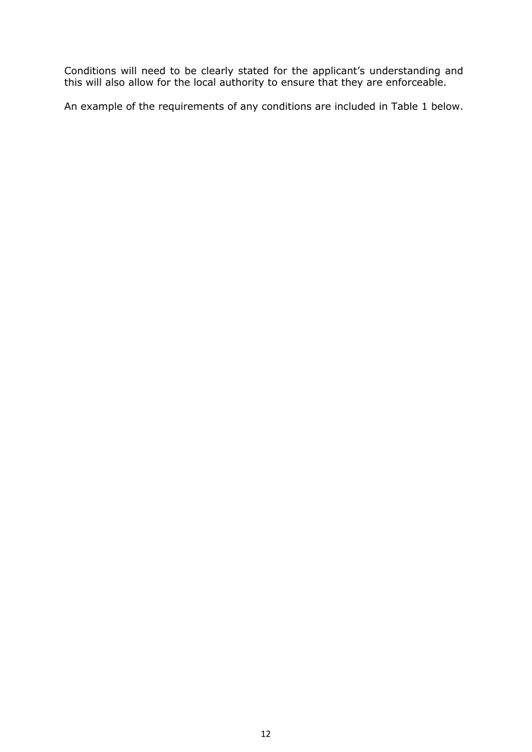Conditions will need to be clearly stated for the applicant's understanding and this will also allow for the local authority to ensure that they are enforceable.

An example of the requirements of any conditions are included in Table 1 below.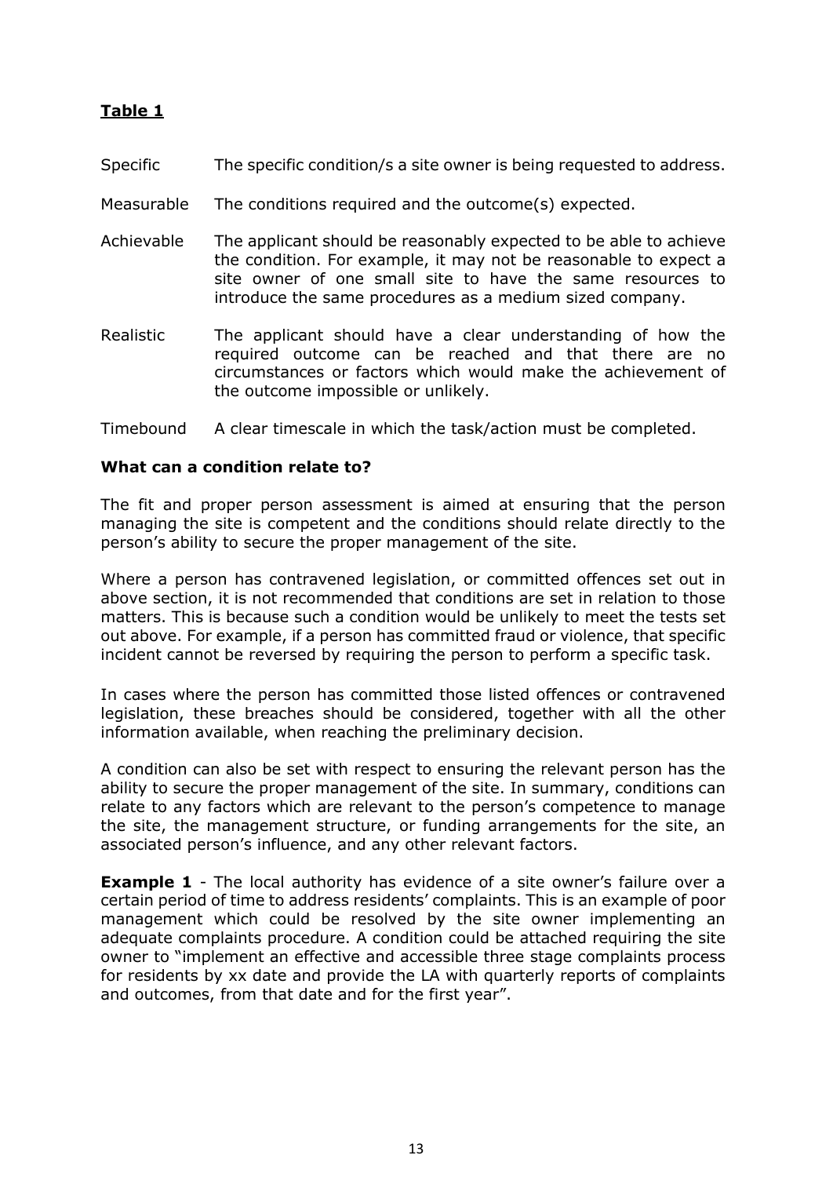**Table 1**

| | |
|---|---|
| Specific | The specific condition/s a site owner is being requested to address. |
| Measurable | The conditions required and the outcome(s) expected. |
| Achievable | The applicant should be reasonably expected to be able to achieve the condition. For example, it may not be reasonable to expect a site owner of one small site to have the same resources to introduce the same procedures as a medium sized company. |
| Realistic | The applicant should have a clear understanding of how the required outcome can be reached and that there are no circumstances or factors which would make the achievement of the outcome impossible or unlikely. |
| Timebound | A clear timescale in which the task/action must be completed. |

**What can a condition relate to?**

The fit and proper person assessment is aimed at ensuring that the person managing the site is competent and the conditions should relate directly to the person's ability to secure the proper management of the site.

Where a person has contravened legislation, or committed offences set out in above section, it is not recommended that conditions are set in relation to those matters. This is because such a condition would be unlikely to meet the tests set out above. For example, if a person has committed fraud or violence, that specific incident cannot be reversed by requiring the person to perform a specific task.

In cases where the person has committed those listed offences or contravened legislation, these breaches should be considered, together with all the other information available, when reaching the preliminary decision.

A condition can also be set with respect to ensuring the relevant person has the ability to secure the proper management of the site. In summary, conditions can relate to any factors which are relevant to the person's competence to manage the site, the management structure, or funding arrangements for the site, an associated person's influence, and any other relevant factors.

**Example 1** - The local authority has evidence of a site owner's failure over a certain period of time to address residents' complaints. This is an example of poor management which could be resolved by the site owner implementing an adequate complaints procedure. A condition could be attached requiring the site owner to "implement an effective and accessible three stage complaints process for residents by xx date and provide the LA with quarterly reports of complaints and outcomes, from that date and for the first year".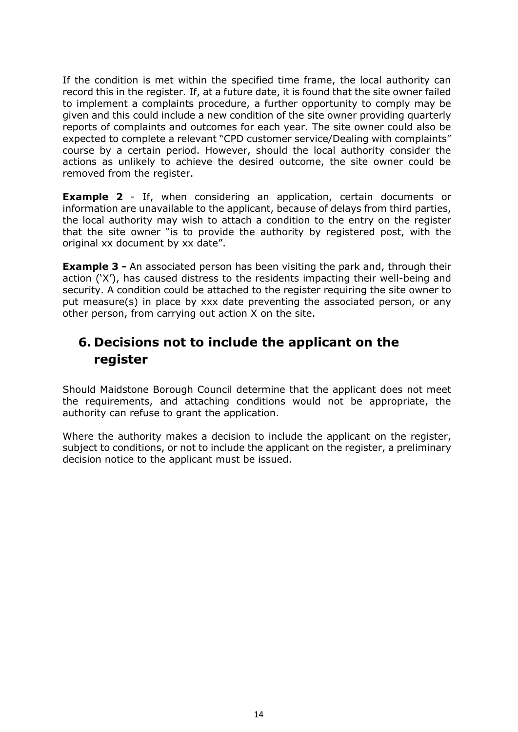If the condition is met within the specified time frame, the local authority can record this in the register. If, at a future date, it is found that the site owner failed to implement a complaints procedure, a further opportunity to comply may be given and this could include a new condition of the site owner providing quarterly reports of complaints and outcomes for each year. The site owner could also be expected to complete a relevant "CPD customer service/Dealing with complaints" course by a certain period. However, should the local authority consider the actions as unlikely to achieve the desired outcome, the site owner could be removed from the register.

**Example 2** - If, when considering an application, certain documents or information are unavailable to the applicant, because of delays from third parties, the local authority may wish to attach a condition to the entry on the register that the site owner "is to provide the authority by registered post, with the original xx document by xx date".

**Example 3 -** An associated person has been visiting the park and, through their action ('X'), has caused distress to the residents impacting their well-being and security. A condition could be attached to the register requiring the site owner to put measure(s) in place by xxx date preventing the associated person, or any other person, from carrying out action X on the site.

## 6. Decisions not to include the applicant on the register

Should Maidstone Borough Council determine that the applicant does not meet the requirements, and attaching conditions would not be appropriate, the authority can refuse to grant the application.

Where the authority makes a decision to include the applicant on the register, subject to conditions, or not to include the applicant on the register, a preliminary decision notice to the applicant must be issued.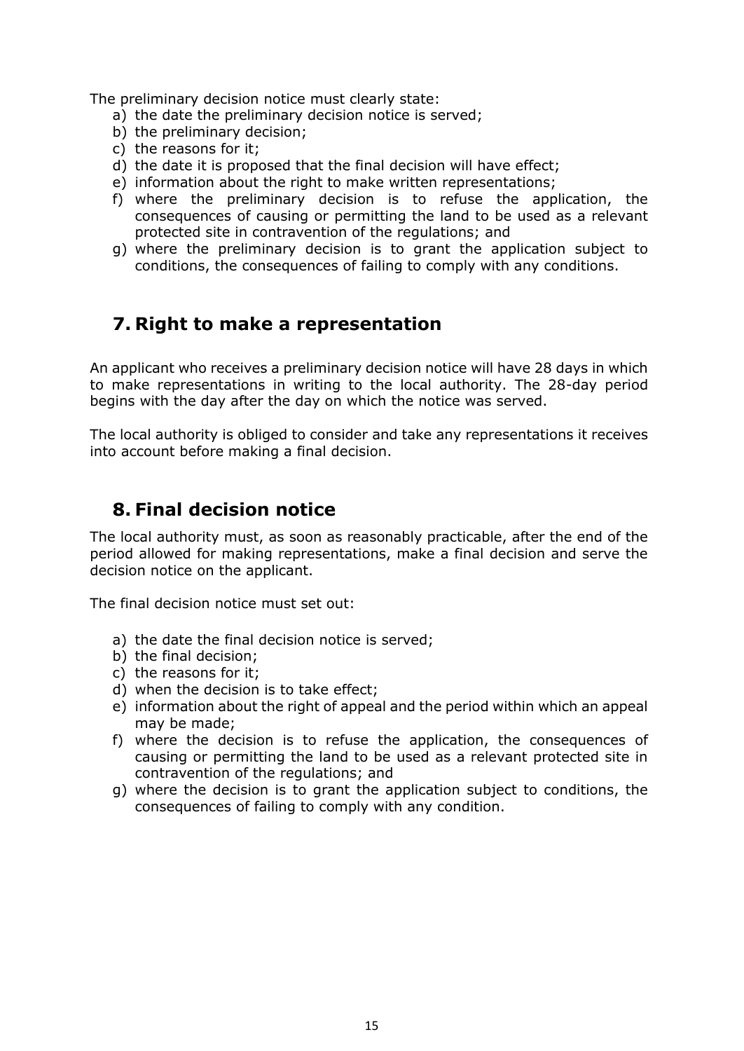The preliminary decision notice must clearly state:

a) the date the preliminary decision notice is served;
b) the preliminary decision;
c) the reasons for it;
d) the date it is proposed that the final decision will have effect;
e) information about the right to make written representations;
f) where the preliminary decision is to refuse the application, the consequences of causing or permitting the land to be used as a relevant protected site in contravention of the regulations; and
g) where the preliminary decision is to grant the application subject to conditions, the consequences of failing to comply with any conditions.

## 7. Right to make a representation

An applicant who receives a preliminary decision notice will have 28 days in which to make representations in writing to the local authority. The 28-day period begins with the day after the day on which the notice was served.

The local authority is obliged to consider and take any representations it receives into account before making a final decision.

## 8. Final decision notice

The local authority must, as soon as reasonably practicable, after the end of the period allowed for making representations, make a final decision and serve the decision notice on the applicant.

The final decision notice must set out:

a) the date the final decision notice is served;
b) the final decision;
c) the reasons for it;
d) when the decision is to take effect;
e) information about the right of appeal and the period within which an appeal may be made;
f) where the decision is to refuse the application, the consequences of causing or permitting the land to be used as a relevant protected site in contravention of the regulations; and
g) where the decision is to grant the application subject to conditions, the consequences of failing to comply with any condition.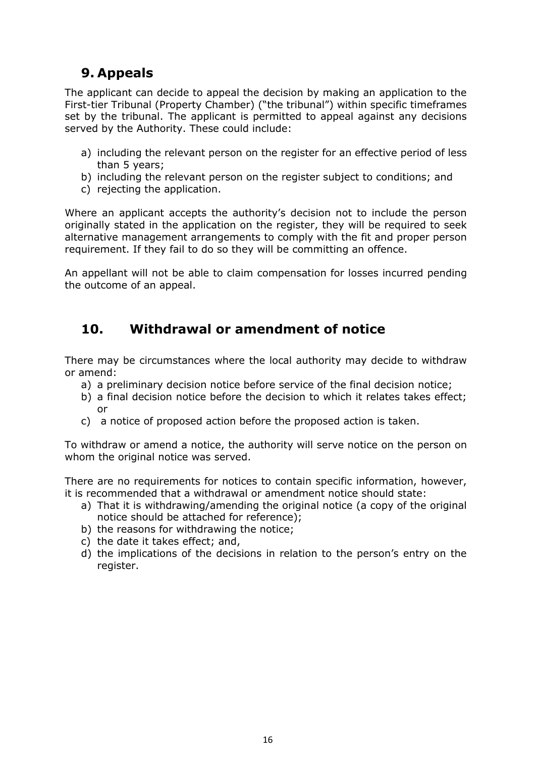## 9. Appeals

The applicant can decide to appeal the decision by making an application to the First-tier Tribunal (Property Chamber) ("the tribunal") within specific timeframes set by the tribunal. The applicant is permitted to appeal against any decisions served by the Authority. These could include:

a) including the relevant person on the register for an effective period of less than 5 years;
b) including the relevant person on the register subject to conditions; and
c) rejecting the application.

Where an applicant accepts the authority's decision not to include the person originally stated in the application on the register, they will be required to seek alternative management arrangements to comply with the fit and proper person requirement. If they fail to do so they will be committing an offence.

An appellant will not be able to claim compensation for losses incurred pending the outcome of an appeal.

## 10. Withdrawal or amendment of notice

There may be circumstances where the local authority may decide to withdraw or amend:

a) a preliminary decision notice before service of the final decision notice;
b) a final decision notice before the decision to which it relates takes effect; or
c) a notice of proposed action before the proposed action is taken.

To withdraw or amend a notice, the authority will serve notice on the person on whom the original notice was served.

There are no requirements for notices to contain specific information, however, it is recommended that a withdrawal or amendment notice should state:

a) That it is withdrawing/amending the original notice (a copy of the original notice should be attached for reference);
b) the reasons for withdrawing the notice;
c) the date it takes effect; and,
d) the implications of the decisions in relation to the person's entry on the register.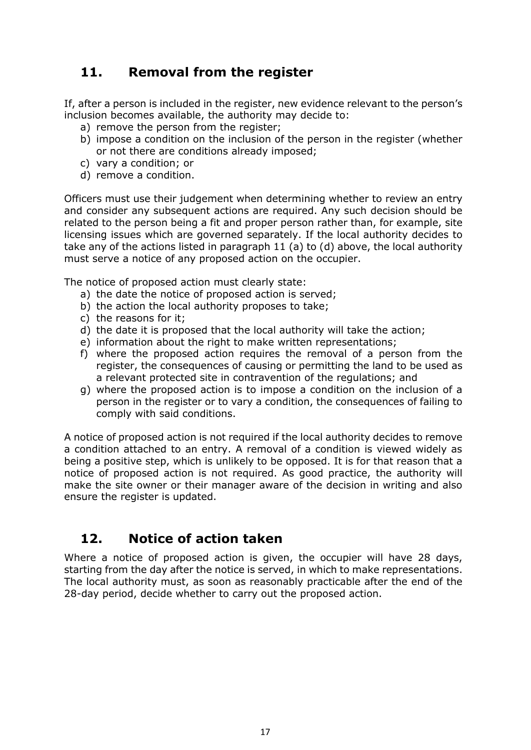## 11. Removal from the register

If, after a person is included in the register, new evidence relevant to the person's inclusion becomes available, the authority may decide to:

a) remove the person from the register;
b) impose a condition on the inclusion of the person in the register (whether or not there are conditions already imposed;
c) vary a condition; or
d) remove a condition.

Officers must use their judgement when determining whether to review an entry and consider any subsequent actions are required. Any such decision should be related to the person being a fit and proper person rather than, for example, site licensing issues which are governed separately. If the local authority decides to take any of the actions listed in paragraph 11 (a) to (d) above, the local authority must serve a notice of any proposed action on the occupier.

The notice of proposed action must clearly state:

a) the date the notice of proposed action is served;
b) the action the local authority proposes to take;
c) the reasons for it;
d) the date it is proposed that the local authority will take the action;
e) information about the right to make written representations;
f) where the proposed action requires the removal of a person from the register, the consequences of causing or permitting the land to be used as a relevant protected site in contravention of the regulations; and
g) where the proposed action is to impose a condition on the inclusion of a person in the register or to vary a condition, the consequences of failing to comply with said conditions.

A notice of proposed action is not required if the local authority decides to remove a condition attached to an entry. A removal of a condition is viewed widely as being a positive step, which is unlikely to be opposed. It is for that reason that a notice of proposed action is not required. As good practice, the authority will make the site owner or their manager aware of the decision in writing and also ensure the register is updated.

## 12. Notice of action taken

Where a notice of proposed action is given, the occupier will have 28 days, starting from the day after the notice is served, in which to make representations. The local authority must, as soon as reasonably practicable after the end of the 28-day period, decide whether to carry out the proposed action.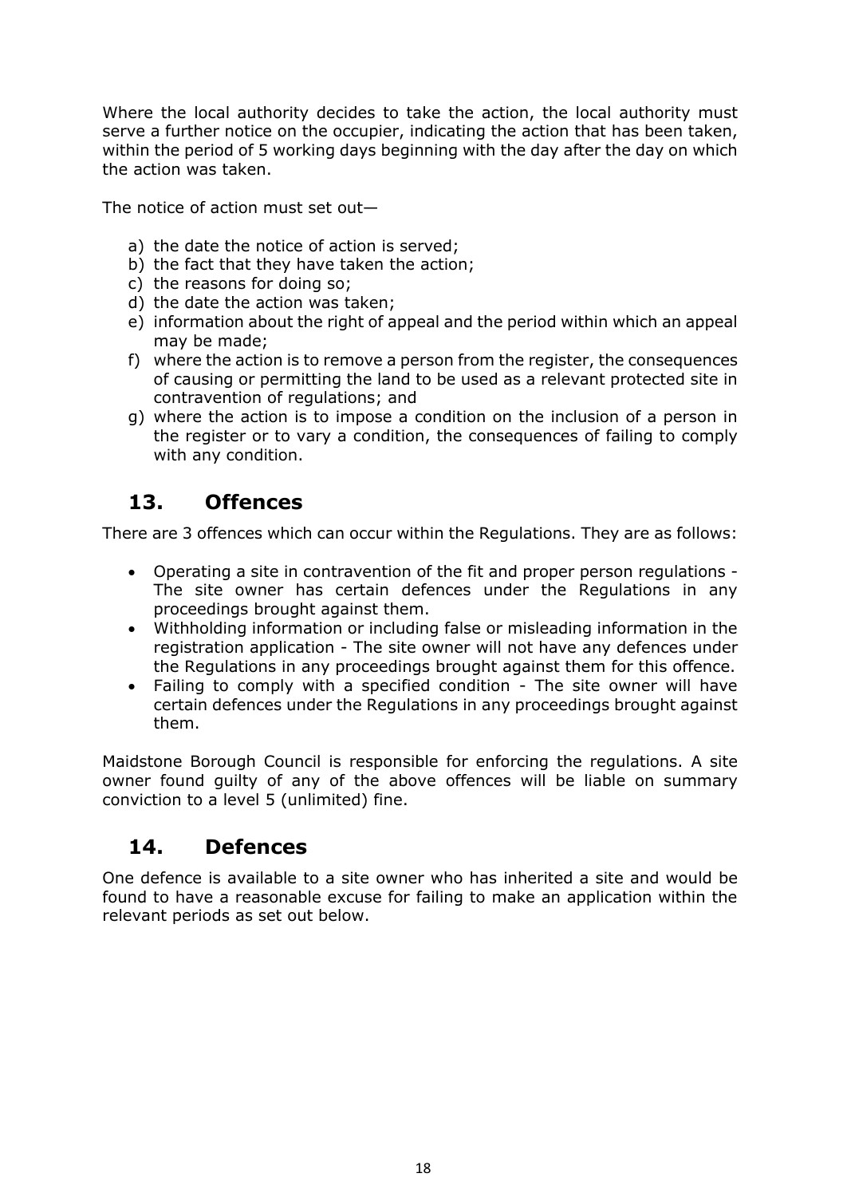Where the local authority decides to take the action, the local authority must serve a further notice on the occupier, indicating the action that has been taken, within the period of 5 working days beginning with the day after the day on which the action was taken.

The notice of action must set out—

a) the date the notice of action is served;
b) the fact that they have taken the action;
c) the reasons for doing so;
d) the date the action was taken;
e) information about the right of appeal and the period within which an appeal may be made;
f) where the action is to remove a person from the register, the consequences of causing or permitting the land to be used as a relevant protected site in contravention of regulations; and
g) where the action is to impose a condition on the inclusion of a person in the register or to vary a condition, the consequences of failing to comply with any condition.

## 13. Offences

There are 3 offences which can occur within the Regulations. They are as follows:

- Operating a site in contravention of the fit and proper person regulations - The site owner has certain defences under the Regulations in any proceedings brought against them.
- Withholding information or including false or misleading information in the registration application - The site owner will not have any defences under the Regulations in any proceedings brought against them for this offence.
- Failing to comply with a specified condition - The site owner will have certain defences under the Regulations in any proceedings brought against them.

Maidstone Borough Council is responsible for enforcing the regulations. A site owner found guilty of any of the above offences will be liable on summary conviction to a level 5 (unlimited) fine.

## 14. Defences

One defence is available to a site owner who has inherited a site and would be found to have a reasonable excuse for failing to make an application within the relevant periods as set out below.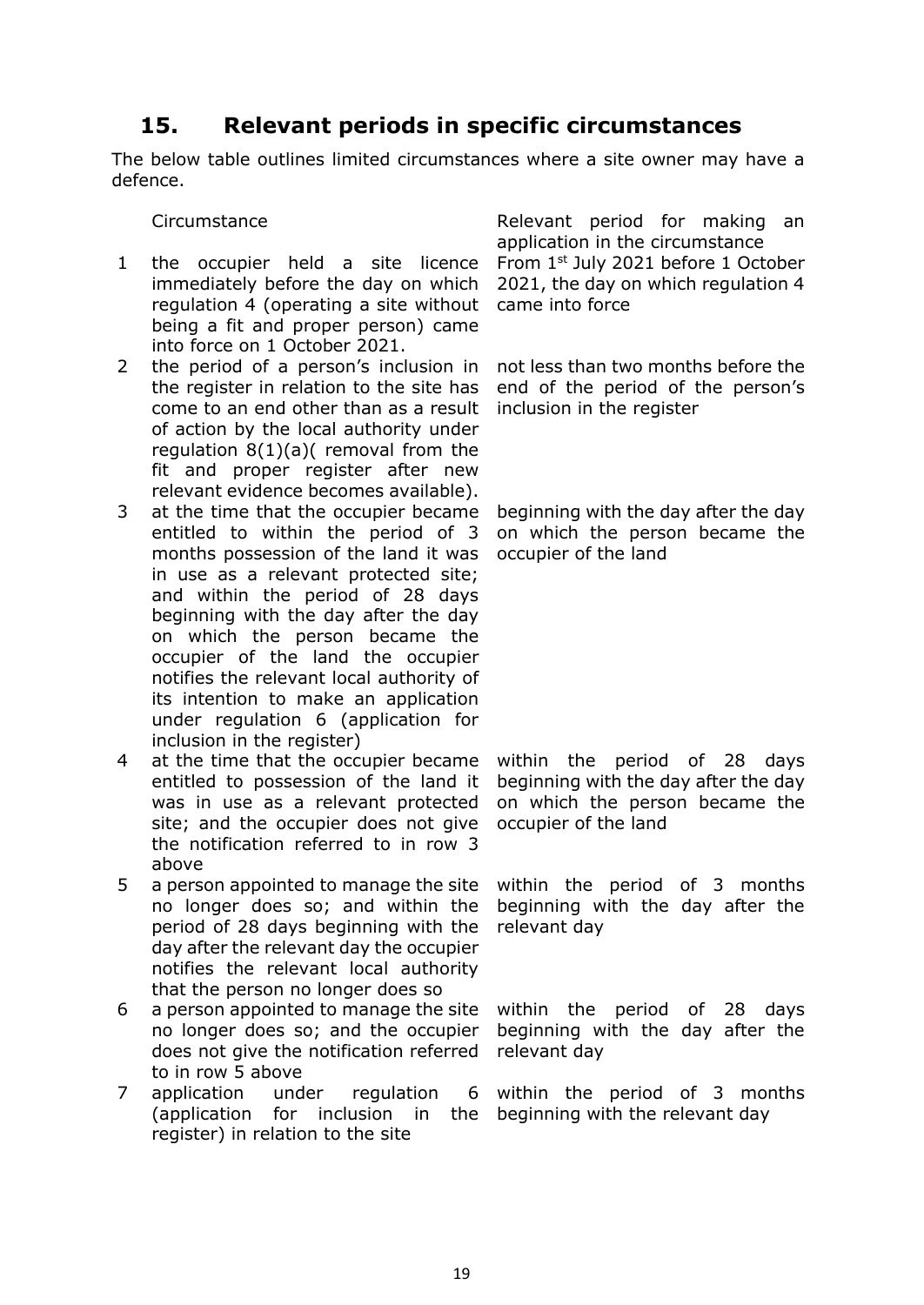## 15. Relevant periods in specific circumstances

The below table outlines limited circumstances where a site owner may have a defence.

| | Circumstance | Relevant period for making an application in the circumstance |
|---|---|---|
| 1 | the occupier held a site licence immediately before the day on which regulation 4 (operating a site without being a fit and proper person) came into force on 1 October 2021. | From 1st July 2021 before 1 October 2021, the day on which regulation 4 came into force |
| 2 | the period of a person's inclusion in the register in relation to the site has come to an end other than as a result of action by the local authority under regulation 8(1)(a)( removal from the fit and proper register after new relevant evidence becomes available). | not less than two months before the end of the period of the person's inclusion in the register |
| 3 | at the time that the occupier became entitled to within the period of 3 months possession of the land it was in use as a relevant protected site; and within the period of 28 days beginning with the day after the day on which the person became the occupier of the land the occupier notifies the relevant local authority of its intention to make an application under regulation 6 (application for inclusion in the register) | beginning with the day after the day on which the person became the occupier of the land |
| 4 | at the time that the occupier became entitled to possession of the land it was in use as a relevant protected site; and the occupier does not give the notification referred to in row 3 above | within the period of 28 days beginning with the day after the day on which the person became the occupier of the land |
| 5 | a person appointed to manage the site no longer does so; and within the period of 28 days beginning with the day after the relevant day the occupier notifies the relevant local authority that the person no longer does so | within the period of 3 months beginning with the day after the relevant day |
| 6 | a person appointed to manage the site no longer does so; and the occupier does not give the notification referred to in row 5 above | within the period of 28 days beginning with the day after the relevant day |
| 7 | application under regulation 6 (application for inclusion in the register) in relation to the site | within the period of 3 months beginning with the relevant day |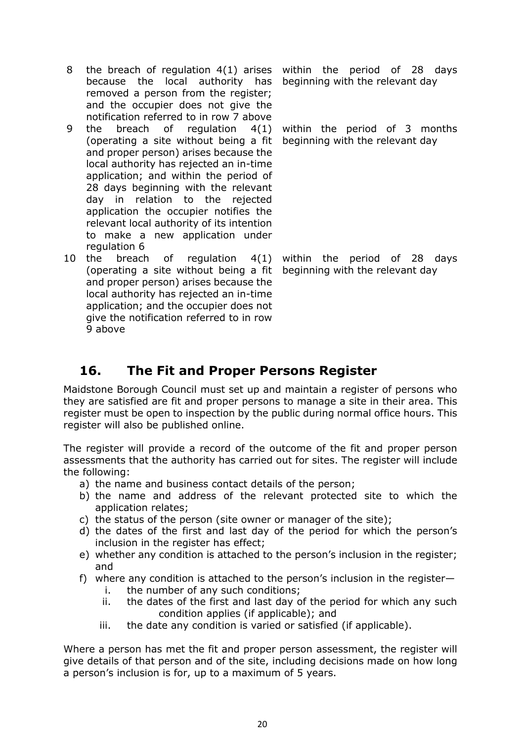| | | |
|---|---|---|
| 8 | the breach of regulation 4(1) arises because the local authority has removed a person from the register; and the occupier does not give the notification referred to in row 7 above | within the period of 28 days beginning with the relevant day |
| 9 | the breach of regulation 4(1) (operating a site without being a fit and proper person) arises because the local authority has rejected an in-time application; and within the period of 28 days beginning with the relevant day in relation to the rejected application the occupier notifies the relevant local authority of its intention to make a new application under regulation 6 | within the period of 3 months beginning with the relevant day |
| 10 | the breach of regulation 4(1) (operating a site without being a fit and proper person) arises because the local authority has rejected an in-time application; and the occupier does not give the notification referred to in row 9 above | within the period of 28 days beginning with the relevant day |

## 16. The Fit and Proper Persons Register

Maidstone Borough Council must set up and maintain a register of persons who they are satisfied are fit and proper persons to manage a site in their area. This register must be open to inspection by the public during normal office hours. This register will also be published online.

The register will provide a record of the outcome of the fit and proper person assessments that the authority has carried out for sites. The register will include the following:

a) the name and business contact details of the person;
b) the name and address of the relevant protected site to which the application relates;
c) the status of the person (site owner or manager of the site);
d) the dates of the first and last day of the period for which the person's inclusion in the register has effect;
e) whether any condition is attached to the person's inclusion in the register; and
f) where any condition is attached to the person's inclusion in the register—
   i. the number of any such conditions;
   ii. the dates of the first and last day of the period for which any such condition applies (if applicable); and
   iii. the date any condition is varied or satisfied (if applicable).

Where a person has met the fit and proper person assessment, the register will give details of that person and of the site, including decisions made on how long a person's inclusion is for, up to a maximum of 5 years.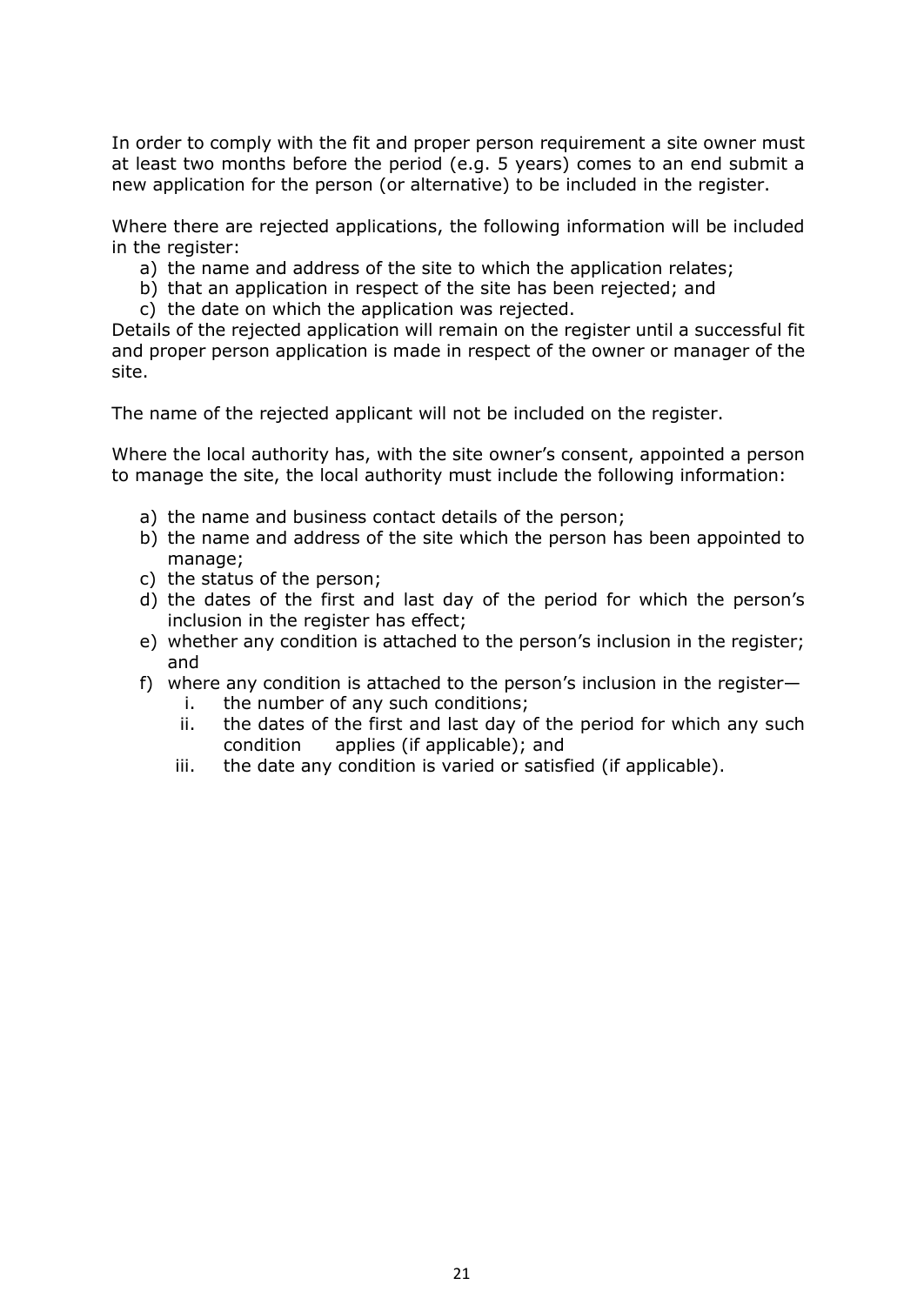In order to comply with the fit and proper person requirement a site owner must at least two months before the period (e.g. 5 years) comes to an end submit a new application for the person (or alternative) to be included in the register.

Where there are rejected applications, the following information will be included in the register:

a) the name and address of the site to which the application relates;
b) that an application in respect of the site has been rejected; and
c) the date on which the application was rejected.

Details of the rejected application will remain on the register until a successful fit and proper person application is made in respect of the owner or manager of the site.

The name of the rejected applicant will not be included on the register.

Where the local authority has, with the site owner's consent, appointed a person to manage the site, the local authority must include the following information:

a) the name and business contact details of the person;
b) the name and address of the site which the person has been appointed to manage;
c) the status of the person;
d) the dates of the first and last day of the period for which the person's inclusion in the register has effect;
e) whether any condition is attached to the person's inclusion in the register; and
f) where any condition is attached to the person's inclusion in the register—
   i. the number of any such conditions;
   ii. the dates of the first and last day of the period for which any such condition applies (if applicable); and
   iii. the date any condition is varied or satisfied (if applicable).